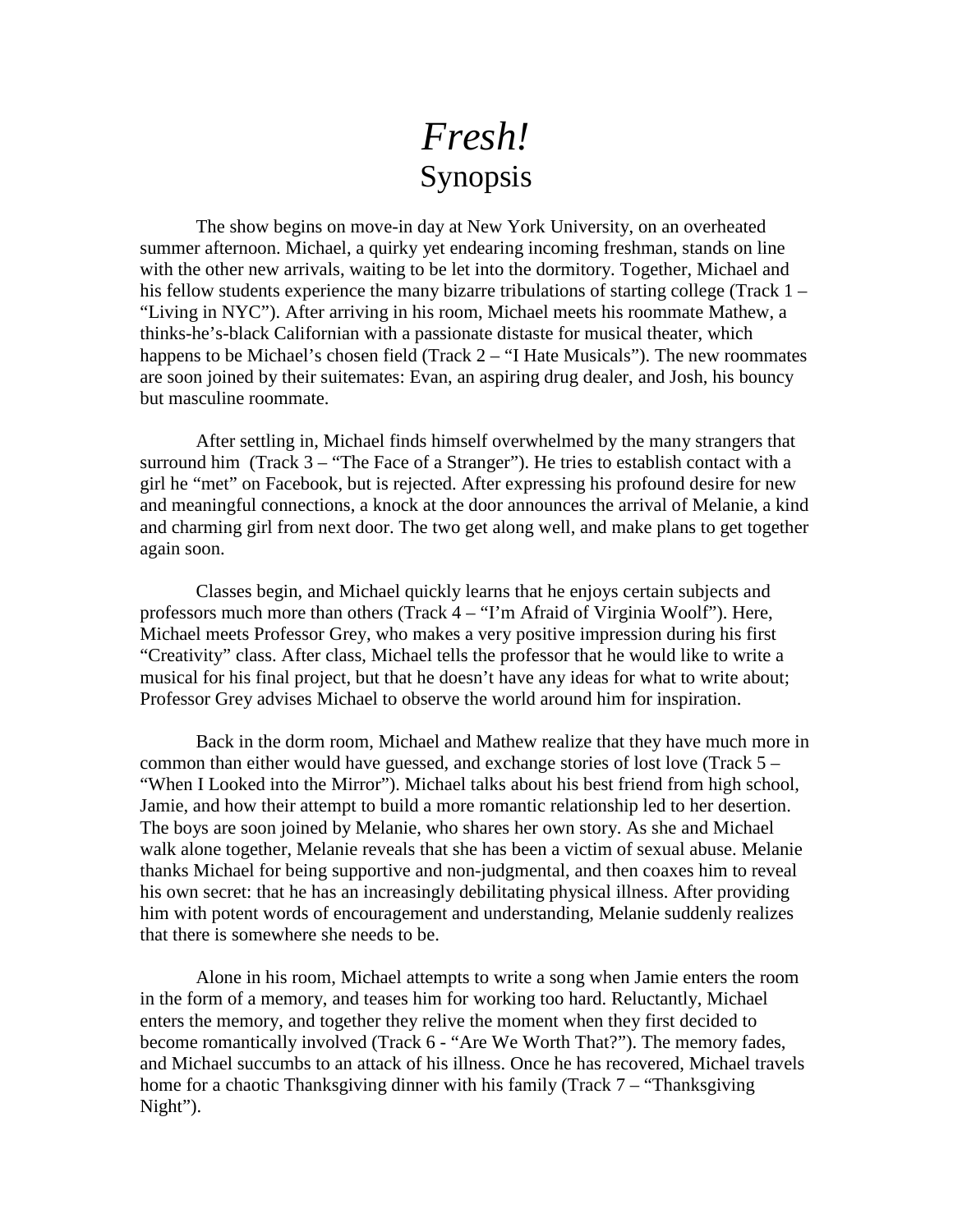# *Fresh!*
## Synopsis

The show begins on move-in day at New York University, on an overheated summer afternoon. Michael, a quirky yet endearing incoming freshman, stands on line with the other new arrivals, waiting to be let into the dormitory. Together, Michael and his fellow students experience the many bizarre tribulations of starting college (Track 1 – "Living in NYC"). After arriving in his room, Michael meets his roommate Mathew, a thinks-he's-black Californian with a passionate distaste for musical theater, which happens to be Michael's chosen field (Track 2 – "I Hate Musicals"). The new roommates are soon joined by their suitemates: Evan, an aspiring drug dealer, and Josh, his bouncy but masculine roommate.

After settling in, Michael finds himself overwhelmed by the many strangers that surround him (Track 3 – "The Face of a Stranger"). He tries to establish contact with a girl he "met" on Facebook, but is rejected. After expressing his profound desire for new and meaningful connections, a knock at the door announces the arrival of Melanie, a kind and charming girl from next door. The two get along well, and make plans to get together again soon.

Classes begin, and Michael quickly learns that he enjoys certain subjects and professors much more than others (Track 4 – "I'm Afraid of Virginia Woolf"). Here, Michael meets Professor Grey, who makes a very positive impression during his first "Creativity" class. After class, Michael tells the professor that he would like to write a musical for his final project, but that he doesn't have any ideas for what to write about; Professor Grey advises Michael to observe the world around him for inspiration.

Back in the dorm room, Michael and Mathew realize that they have much more in common than either would have guessed, and exchange stories of lost love (Track 5 – "When I Looked into the Mirror"). Michael talks about his best friend from high school, Jamie, and how their attempt to build a more romantic relationship led to her desertion. The boys are soon joined by Melanie, who shares her own story. As she and Michael walk alone together, Melanie reveals that she has been a victim of sexual abuse. Melanie thanks Michael for being supportive and non-judgmental, and then coaxes him to reveal his own secret: that he has an increasingly debilitating physical illness. After providing him with potent words of encouragement and understanding, Melanie suddenly realizes that there is somewhere she needs to be.

Alone in his room, Michael attempts to write a song when Jamie enters the room in the form of a memory, and teases him for working too hard. Reluctantly, Michael enters the memory, and together they relive the moment when they first decided to become romantically involved (Track 6 - "Are We Worth That?"). The memory fades, and Michael succumbs to an attack of his illness. Once he has recovered, Michael travels home for a chaotic Thanksgiving dinner with his family (Track 7 – "Thanksgiving Night").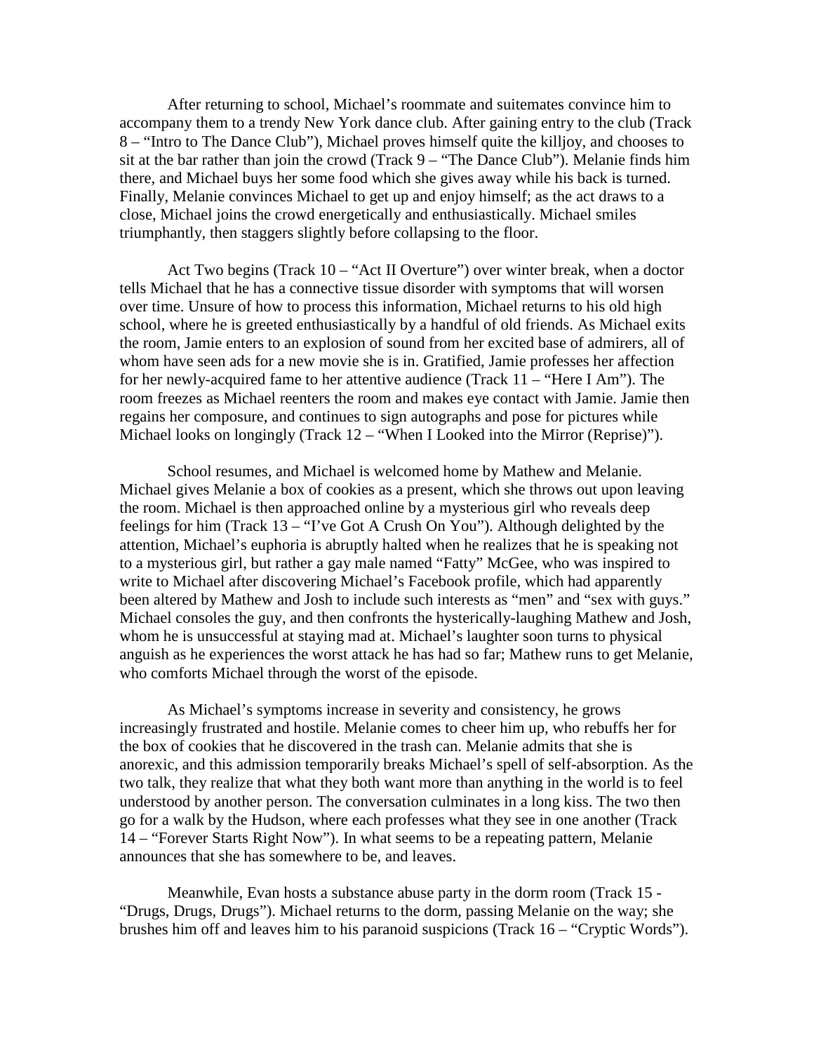After returning to school, Michael's roommate and suitemates convince him to accompany them to a trendy New York dance club. After gaining entry to the club (Track 8 – "Intro to The Dance Club"), Michael proves himself quite the killjoy, and chooses to sit at the bar rather than join the crowd (Track 9 – "The Dance Club"). Melanie finds him there, and Michael buys her some food which she gives away while his back is turned. Finally, Melanie convinces Michael to get up and enjoy himself; as the act draws to a close, Michael joins the crowd energetically and enthusiastically. Michael smiles triumphantly, then staggers slightly before collapsing to the floor.

Act Two begins (Track 10 – "Act II Overture") over winter break, when a doctor tells Michael that he has a connective tissue disorder with symptoms that will worsen over time. Unsure of how to process this information, Michael returns to his old high school, where he is greeted enthusiastically by a handful of old friends. As Michael exits the room, Jamie enters to an explosion of sound from her excited base of admirers, all of whom have seen ads for a new movie she is in. Gratified, Jamie professes her affection for her newly-acquired fame to her attentive audience (Track 11 – "Here I Am"). The room freezes as Michael reenters the room and makes eye contact with Jamie. Jamie then regains her composure, and continues to sign autographs and pose for pictures while Michael looks on longingly (Track 12 – "When I Looked into the Mirror (Reprise)").

School resumes, and Michael is welcomed home by Mathew and Melanie. Michael gives Melanie a box of cookies as a present, which she throws out upon leaving the room. Michael is then approached online by a mysterious girl who reveals deep feelings for him (Track 13 – "I've Got A Crush On You"). Although delighted by the attention, Michael's euphoria is abruptly halted when he realizes that he is speaking not to a mysterious girl, but rather a gay male named "Fatty" McGee, who was inspired to write to Michael after discovering Michael's Facebook profile, which had apparently been altered by Mathew and Josh to include such interests as "men" and "sex with guys." Michael consoles the guy, and then confronts the hysterically-laughing Mathew and Josh, whom he is unsuccessful at staying mad at. Michael's laughter soon turns to physical anguish as he experiences the worst attack he has had so far; Mathew runs to get Melanie, who comforts Michael through the worst of the episode.

As Michael's symptoms increase in severity and consistency, he grows increasingly frustrated and hostile. Melanie comes to cheer him up, who rebuffs her for the box of cookies that he discovered in the trash can. Melanie admits that she is anorexic, and this admission temporarily breaks Michael's spell of self-absorption. As the two talk, they realize that what they both want more than anything in the world is to feel understood by another person. The conversation culminates in a long kiss. The two then go for a walk by the Hudson, where each professes what they see in one another (Track 14 – "Forever Starts Right Now"). In what seems to be a repeating pattern, Melanie announces that she has somewhere to be, and leaves.

Meanwhile, Evan hosts a substance abuse party in the dorm room (Track 15 - "Drugs, Drugs, Drugs"). Michael returns to the dorm, passing Melanie on the way; she brushes him off and leaves him to his paranoid suspicions (Track 16 – "Cryptic Words").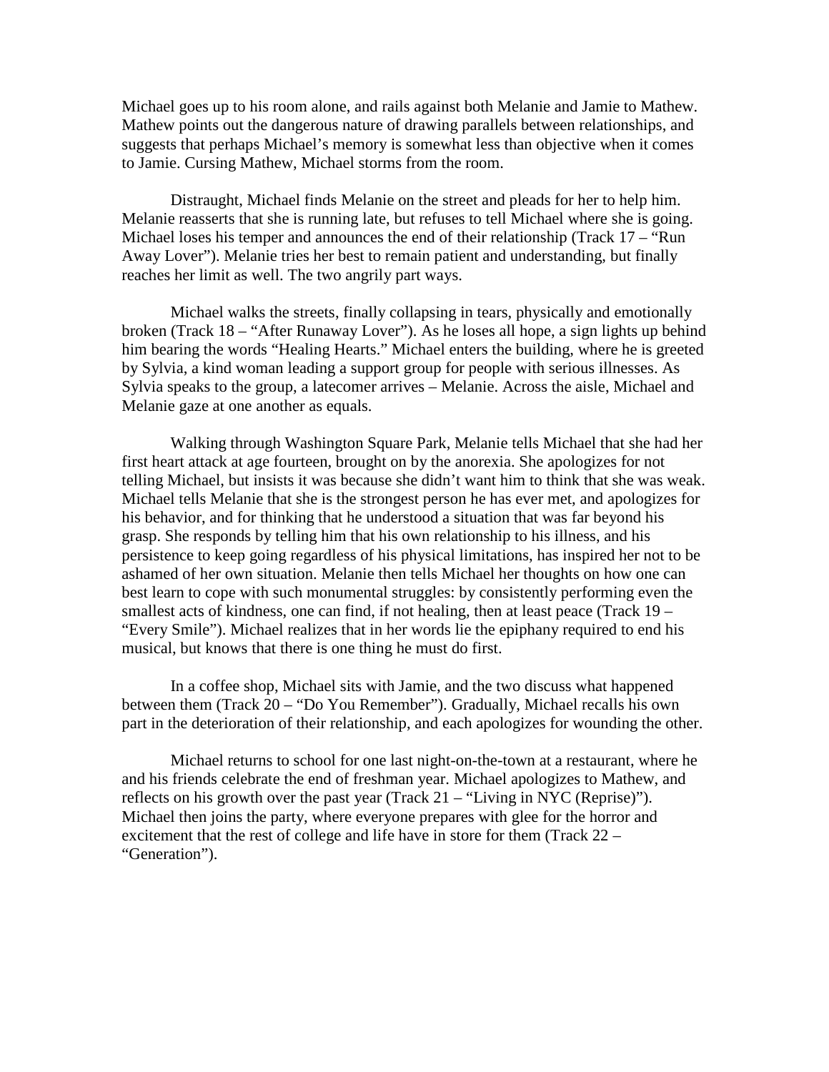Michael goes up to his room alone, and rails against both Melanie and Jamie to Mathew. Mathew points out the dangerous nature of drawing parallels between relationships, and suggests that perhaps Michael's memory is somewhat less than objective when it comes to Jamie. Cursing Mathew, Michael storms from the room.

Distraught, Michael finds Melanie on the street and pleads for her to help him. Melanie reasserts that she is running late, but refuses to tell Michael where she is going. Michael loses his temper and announces the end of their relationship (Track 17 – "Run Away Lover"). Melanie tries her best to remain patient and understanding, but finally reaches her limit as well. The two angrily part ways.

Michael walks the streets, finally collapsing in tears, physically and emotionally broken (Track 18 – "After Runaway Lover"). As he loses all hope, a sign lights up behind him bearing the words "Healing Hearts." Michael enters the building, where he is greeted by Sylvia, a kind woman leading a support group for people with serious illnesses. As Sylvia speaks to the group, a latecomer arrives – Melanie. Across the aisle, Michael and Melanie gaze at one another as equals.

Walking through Washington Square Park, Melanie tells Michael that she had her first heart attack at age fourteen, brought on by the anorexia. She apologizes for not telling Michael, but insists it was because she didn't want him to think that she was weak. Michael tells Melanie that she is the strongest person he has ever met, and apologizes for his behavior, and for thinking that he understood a situation that was far beyond his grasp. She responds by telling him that his own relationship to his illness, and his persistence to keep going regardless of his physical limitations, has inspired her not to be ashamed of her own situation. Melanie then tells Michael her thoughts on how one can best learn to cope with such monumental struggles: by consistently performing even the smallest acts of kindness, one can find, if not healing, then at least peace (Track 19 – "Every Smile"). Michael realizes that in her words lie the epiphany required to end his musical, but knows that there is one thing he must do first.

In a coffee shop, Michael sits with Jamie, and the two discuss what happened between them (Track 20 – "Do You Remember"). Gradually, Michael recalls his own part in the deterioration of their relationship, and each apologizes for wounding the other.

Michael returns to school for one last night-on-the-town at a restaurant, where he and his friends celebrate the end of freshman year. Michael apologizes to Mathew, and reflects on his growth over the past year (Track 21 – "Living in NYC (Reprise)"). Michael then joins the party, where everyone prepares with glee for the horror and excitement that the rest of college and life have in store for them (Track 22 – "Generation").